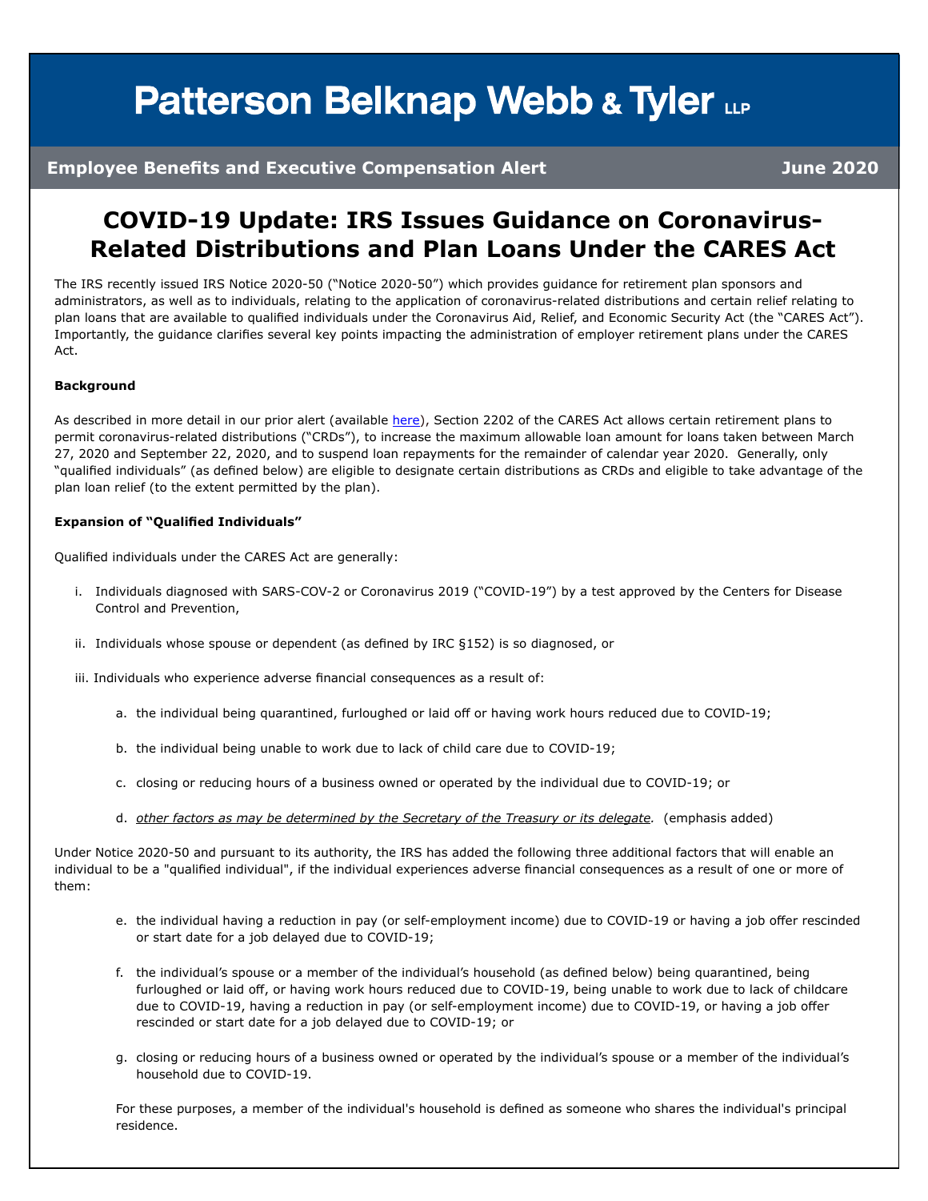# Patterson Belknap Webb & Tyler LLP

**Employee Benefits and Executive Compensation Alert** — **June 2020**

## COVID-19 Update: IRS Issues Guidance on Coronavirus-Related Distributions and Plan Loans Under the CARES Act

The IRS recently issued IRS Notice 2020-50 ("Notice 2020-50") which provides guidance for retirement plan sponsors and administrators, as well as to individuals, relating to the application of coronavirus-related distributions and certain relief relating to plan loans that are available to qualified individuals under the Coronavirus Aid, Relief, and Economic Security Act (the "CARES Act"). Importantly, the guidance clarifies several key points impacting the administration of employer retirement plans under the CARES Act.

**Background**

As described in more detail in our prior alert (available here), Section 2202 of the CARES Act allows certain retirement plans to permit coronavirus-related distributions ("CRDs"), to increase the maximum allowable loan amount for loans taken between March 27, 2020 and September 22, 2020, and to suspend loan repayments for the remainder of calendar year 2020. Generally, only "qualified individuals" (as defined below) are eligible to designate certain distributions as CRDs and eligible to take advantage of the plan loan relief (to the extent permitted by the plan).

**Expansion of "Qualified Individuals"**

Qualified individuals under the CARES Act are generally:

i. Individuals diagnosed with SARS-COV-2 or Coronavirus 2019 ("COVID-19") by a test approved by the Centers for Disease Control and Prevention,

ii. Individuals whose spouse or dependent (as defined by IRC §152) is so diagnosed, or

iii. Individuals who experience adverse financial consequences as a result of:

   a. the individual being quarantined, furloughed or laid off or having work hours reduced due to COVID-19;

   b. the individual being unable to work due to lack of child care due to COVID-19;

   c. closing or reducing hours of a business owned or operated by the individual due to COVID-19; or

   d. *<u>other factors as may be determined by the Secretary of the Treasury or its delegate</u>.* (emphasis added)

Under Notice 2020-50 and pursuant to its authority, the IRS has added the following three additional factors that will enable an individual to be a "qualified individual", if the individual experiences adverse financial consequences as a result of one or more of them:

   e. the individual having a reduction in pay (or self-employment income) due to COVID-19 or having a job offer rescinded or start date for a job delayed due to COVID-19;

   f. the individual's spouse or a member of the individual's household (as defined below) being quarantined, being furloughed or laid off, or having work hours reduced due to COVID-19, being unable to work due to lack of childcare due to COVID-19, having a reduction in pay (or self-employment income) due to COVID-19, or having a job offer rescinded or start date for a job delayed due to COVID-19; or

   g. closing or reducing hours of a business owned or operated by the individual's spouse or a member of the individual's household due to COVID-19.

For these purposes, a member of the individual's household is defined as someone who shares the individual's principal residence.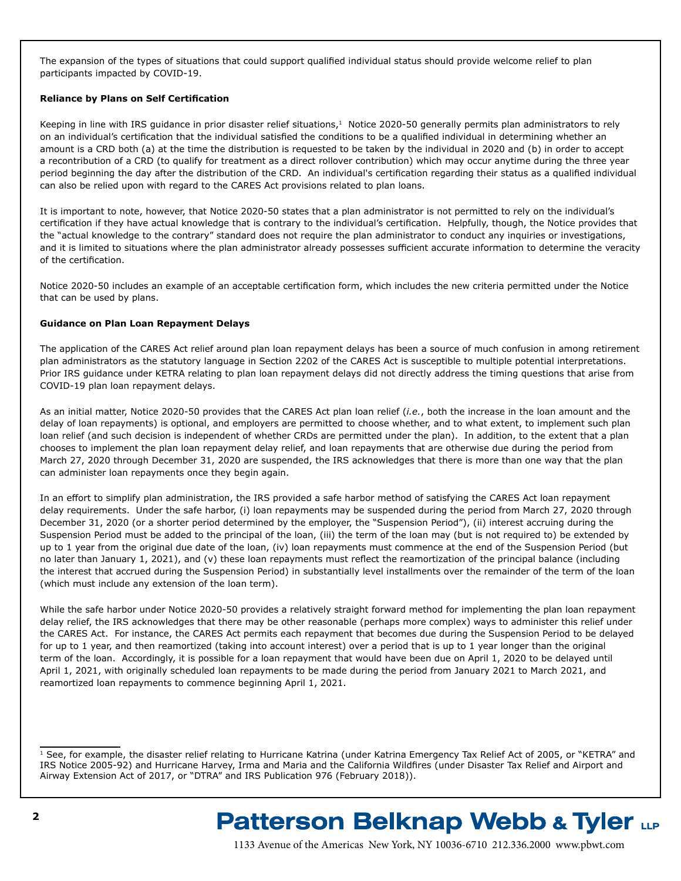The expansion of the types of situations that could support qualified individual status should provide welcome relief to plan participants impacted by COVID-19.

**Reliance by Plans on Self Certification**

Keeping in line with IRS guidance in prior disaster relief situations,[1] Notice 2020-50 generally permits plan administrators to rely on an individual's certification that the individual satisfied the conditions to be a qualified individual in determining whether an amount is a CRD both (a) at the time the distribution is requested to be taken by the individual in 2020 and (b) in order to accept a recontribution of a CRD (to qualify for treatment as a direct rollover contribution) which may occur anytime during the three year period beginning the day after the distribution of the CRD. An individual's certification regarding their status as a qualified individual can also be relied upon with regard to the CARES Act provisions related to plan loans.

It is important to note, however, that Notice 2020-50 states that a plan administrator is not permitted to rely on the individual's certification if they have actual knowledge that is contrary to the individual's certification. Helpfully, though, the Notice provides that the "actual knowledge to the contrary" standard does not require the plan administrator to conduct any inquiries or investigations, and it is limited to situations where the plan administrator already possesses sufficient accurate information to determine the veracity of the certification.

Notice 2020-50 includes an example of an acceptable certification form, which includes the new criteria permitted under the Notice that can be used by plans.

**Guidance on Plan Loan Repayment Delays**

The application of the CARES Act relief around plan loan repayment delays has been a source of much confusion in among retirement plan administrators as the statutory language in Section 2202 of the CARES Act is susceptible to multiple potential interpretations. Prior IRS guidance under KETRA relating to plan loan repayment delays did not directly address the timing questions that arise from COVID-19 plan loan repayment delays.

As an initial matter, Notice 2020-50 provides that the CARES Act plan loan relief (*i.e.*, both the increase in the loan amount and the delay of loan repayments) is optional, and employers are permitted to choose whether, and to what extent, to implement such plan loan relief (and such decision is independent of whether CRDs are permitted under the plan). In addition, to the extent that a plan chooses to implement the plan loan repayment delay relief, and loan repayments that are otherwise due during the period from March 27, 2020 through December 31, 2020 are suspended, the IRS acknowledges that there is more than one way that the plan can administer loan repayments once they begin again.

In an effort to simplify plan administration, the IRS provided a safe harbor method of satisfying the CARES Act loan repayment delay requirements. Under the safe harbor, (i) loan repayments may be suspended during the period from March 27, 2020 through December 31, 2020 (or a shorter period determined by the employer, the "Suspension Period"), (ii) interest accruing during the Suspension Period must be added to the principal of the loan, (iii) the term of the loan may (but is not required to) be extended by up to 1 year from the original due date of the loan, (iv) loan repayments must commence at the end of the Suspension Period (but no later than January 1, 2021), and (v) these loan repayments must reflect the reamortization of the principal balance (including the interest that accrued during the Suspension Period) in substantially level installments over the remainder of the term of the loan (which must include any extension of the loan term).

While the safe harbor under Notice 2020-50 provides a relatively straight forward method for implementing the plan loan repayment delay relief, the IRS acknowledges that there may be other reasonable (perhaps more complex) ways to administer this relief under the CARES Act. For instance, the CARES Act permits each repayment that becomes due during the Suspension Period to be delayed for up to 1 year, and then reamortized (taking into account interest) over a period that is up to 1 year longer than the original term of the loan. Accordingly, it is possible for a loan repayment that would have been due on April 1, 2020 to be delayed until April 1, 2021, with originally scheduled loan repayments to be made during the period from January 2021 to March 2021, and reamortized loan repayments to commence beginning April 1, 2021.

---

[1] See, for example, the disaster relief relating to Hurricane Katrina (under Katrina Emergency Tax Relief Act of 2005, or "KETRA" and IRS Notice 2005-92) and Hurricane Harvey, Irma and Maria and the California Wildfires (under Disaster Tax Relief and Airport and Airway Extension Act of 2017, or "DTRA" and IRS Publication 976 (February 2018)).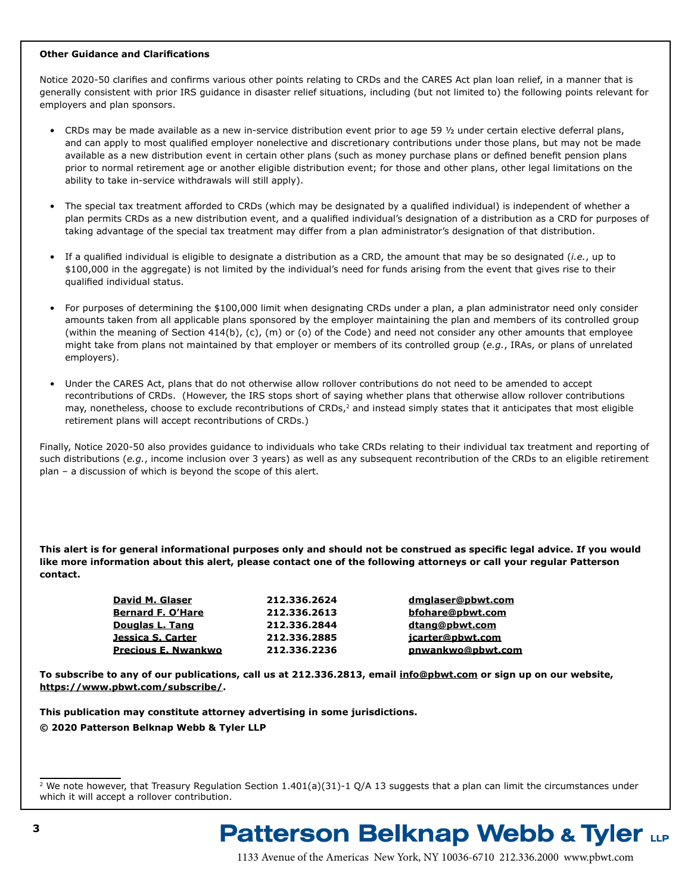**Other Guidance and Clarifications**

Notice 2020-50 clarifies and confirms various other points relating to CRDs and the CARES Act plan loan relief, in a manner that is generally consistent with prior IRS guidance in disaster relief situations, including (but not limited to) the following points relevant for employers and plan sponsors.

- CRDs may be made available as a new in-service distribution event prior to age 59 ½ under certain elective deferral plans, and can apply to most qualified employer nonelective and discretionary contributions under those plans, but may not be made available as a new distribution event in certain other plans (such as money purchase plans or defined benefit pension plans prior to normal retirement age or another eligible distribution event; for those and other plans, other legal limitations on the ability to take in-service withdrawals will still apply).

- The special tax treatment afforded to CRDs (which may be designated by a qualified individual) is independent of whether a plan permits CRDs as a new distribution event, and a qualified individual's designation of a distribution as a CRD for purposes of taking advantage of the special tax treatment may differ from a plan administrator's designation of that distribution.

- If a qualified individual is eligible to designate a distribution as a CRD, the amount that may be so designated (*i.e.*, up to $100,000 in the aggregate) is not limited by the individual's need for funds arising from the event that gives rise to their qualified individual status.

- For purposes of determining the $100,000 limit when designating CRDs under a plan, a plan administrator need only consider amounts taken from all applicable plans sponsored by the employer maintaining the plan and members of its controlled group (within the meaning of Section 414(b), (c), (m) or (o) of the Code) and need not consider any other amounts that employee might take from plans not maintained by that employer or members of its controlled group (*e.g.*, IRAs, or plans of unrelated employers).

- Under the CARES Act, plans that do not otherwise allow rollover contributions do not need to be amended to accept recontributions of CRDs. (However, the IRS stops short of saying whether plans that otherwise allow rollover contributions may, nonetheless, choose to exclude recontributions of CRDs,[2] and instead simply states that it anticipates that most eligible retirement plans will accept recontributions of CRDs.)

Finally, Notice 2020-50 also provides guidance to individuals who take CRDs relating to their individual tax treatment and reporting of such distributions (*e.g.*, income inclusion over 3 years) as well as any subsequent recontribution of the CRDs to an eligible retirement plan – a discussion of which is beyond the scope of this alert.

**This alert is for general informational purposes only and should not be construed as specific legal advice. If you would like more information about this alert, please contact one of the following attorneys or call your regular Patterson contact.**

| | | |
|---|---|---|
| **David M. Glaser** | **212.336.2624** | **dmglaser@pbwt.com** |
| **Bernard F. O'Hare** | **212.336.2613** | **bfohare@pbwt.com** |
| **Douglas L. Tang** | **212.336.2844** | **dtang@pbwt.com** |
| **Jessica S. Carter** | **212.336.2885** | **jcarter@pbwt.com** |
| **Precious E. Nwankwo** | **212.336.2236** | **pnwankwo@pbwt.com** |

**To subscribe to any of our publications, call us at 212.336.2813, email info@pbwt.com or sign up on our website, https://www.pbwt.com/subscribe/.**

**This publication may constitute attorney advertising in some jurisdictions.**

**© 2020 Patterson Belknap Webb & Tyler LLP**

[2] We note however, that Treasury Regulation Section 1.401(a)(31)-1 Q/A 13 suggests that a plan can limit the circumstances under which it will accept a rollover contribution.

**Patterson Belknap Webb & Tyler LLP**

1133 Avenue of the Americas New York, NY 10036-6710 212.336.2000 www.pbwt.com